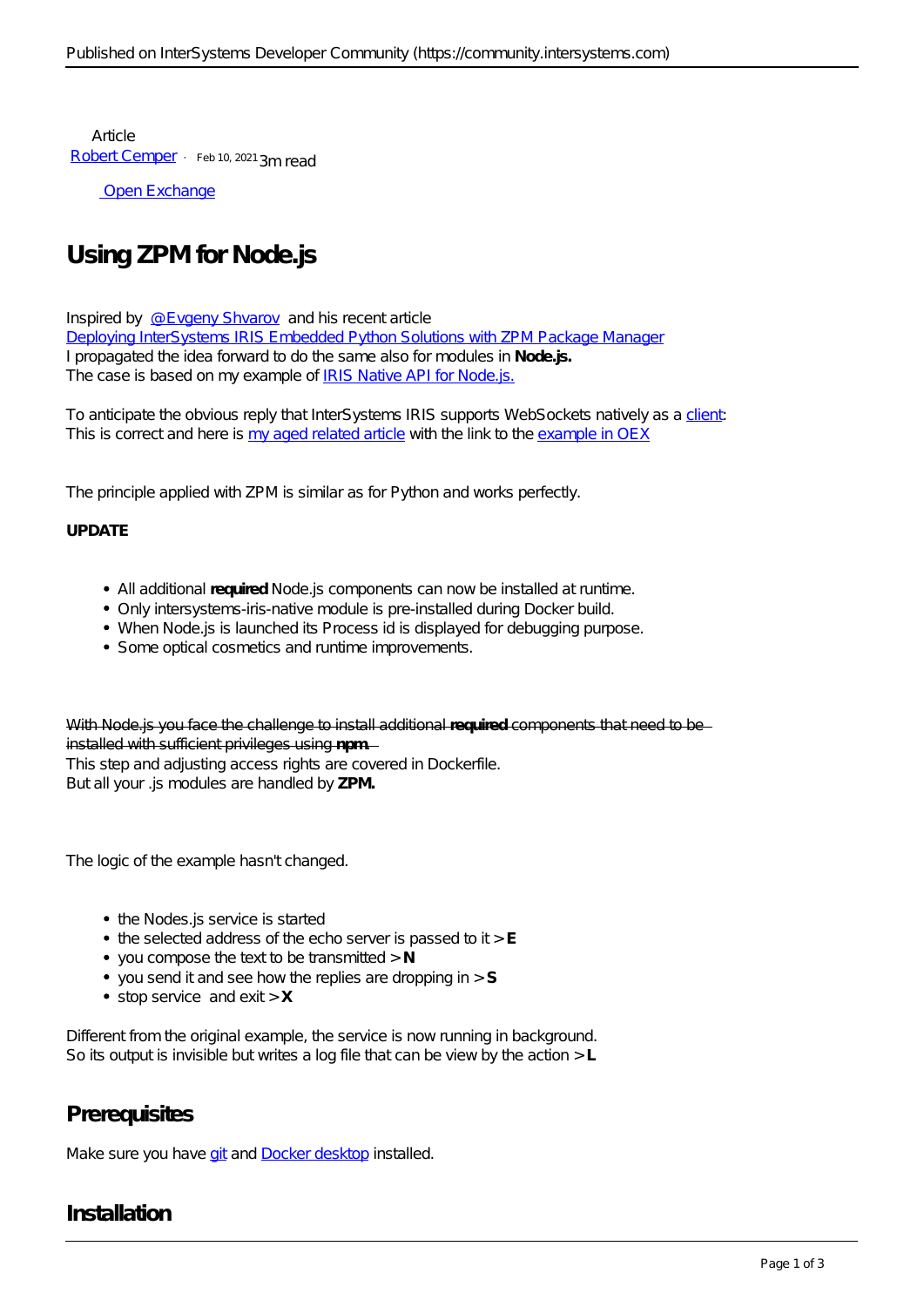Article
[Robert Cemper](#) · Feb 10, 2021 3m read

[Open Exchange](#)

# Using ZPM for Node.js

Inspired by [@Evgeny Shvarov](#) and his recent article
[Deploying InterSystems IRIS Embedded Python Solutions with ZPM Package Manager](#)
I propagated the idea forward to do the same also for modules in **Node.js.**
The case is based on my example of [IRIS Native API for Node.js.](#)

To anticipate the obvious reply that InterSystems IRIS supports WebSockets natively as a [client](#):
This is correct and here is [my aged related article](#) with the link to the [example in OEX](#)

The principle applied with ZPM is similar as for Python and works perfectly.

**UPDATE**

- All additional **required** Node.js components can now be installed at runtime.
- Only intersystems-iris-native module is pre-installed during Docker build.
- When Node.js is launched its Process id is displayed for debugging purpose.
- Some optical cosmetics and runtime improvements.

~~With Node.js you face the challenge to install additional **required** components that need to be installed with sufficient privileges using **npm**.~~
This step and adjusting access rights are covered in Dockerfile.
But all your .js modules are handled by **ZPM.**

The logic of the example hasn't changed.

- the Nodes.js service is started
- the selected address of the echo server is passed to it > **E**
- you compose the text to be transmitted > **N**
- you send it and see how the replies are dropping in > **S**
- stop service and exit > **X**

Different from the original example, the service is now running in background.
So its output is invisible but writes a log file that can be view by the action > **L**

## Prerequisites

Make sure you have [git](#) and [Docker desktop](#) installed.

## Installation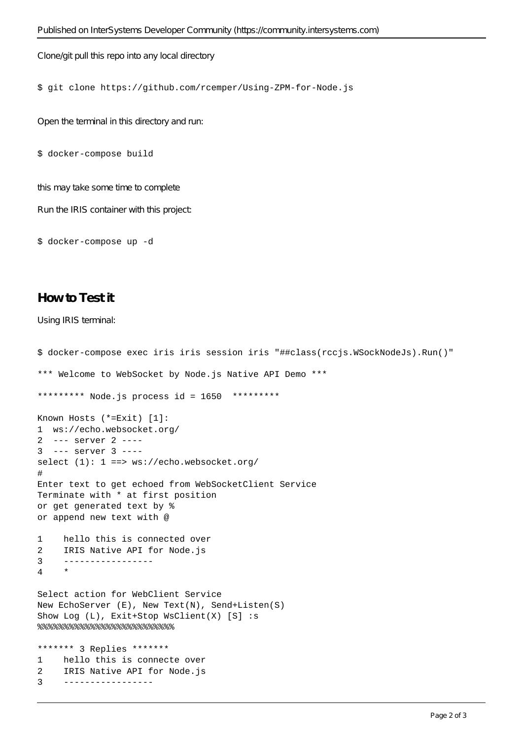Clone/git pull this repo into any local directory

```
$ git clone https://github.com/rcemper/Using-ZPM-for-Node.js
```

Open the terminal in this directory and run:

```
$ docker-compose build
```

this may take some time to complete

Run the IRIS container with this project:

```
$ docker-compose up -d
```

## How to Test it

Using IRIS terminal:

```
$ docker-compose exec iris iris session iris "##class(rccjs.WSockNodeJs).Run()"
*** Welcome to WebSocket by Node.js Native API Demo ***
********* Node.js process id = 1650  *********
Known Hosts (*=Exit) [1]:
1  ws://echo.websocket.org/
2  --- server 2 ----
3  --- server 3 ----
select (1): 1 ==> ws://echo.websocket.org/
#
Enter text to get echoed from WebSocketClient Service
Terminate with * at first position
or get generated text by %
or append new text with @

1    hello this is connected over
2    IRIS Native API for Node.js
3    -----------------
4    *

Select action for WebClient Service
New EchoServer (E), New Text(N), Send+Listen(S)
Show Log (L), Exit+Stop WsClient(X) [S] :s
%%%%%%%%%%%%%%%%%%%%%%%%%%%%

******* 3 Replies *******
1    hello this is connecte over
2    IRIS Native API for Node.js
3    -----------------
```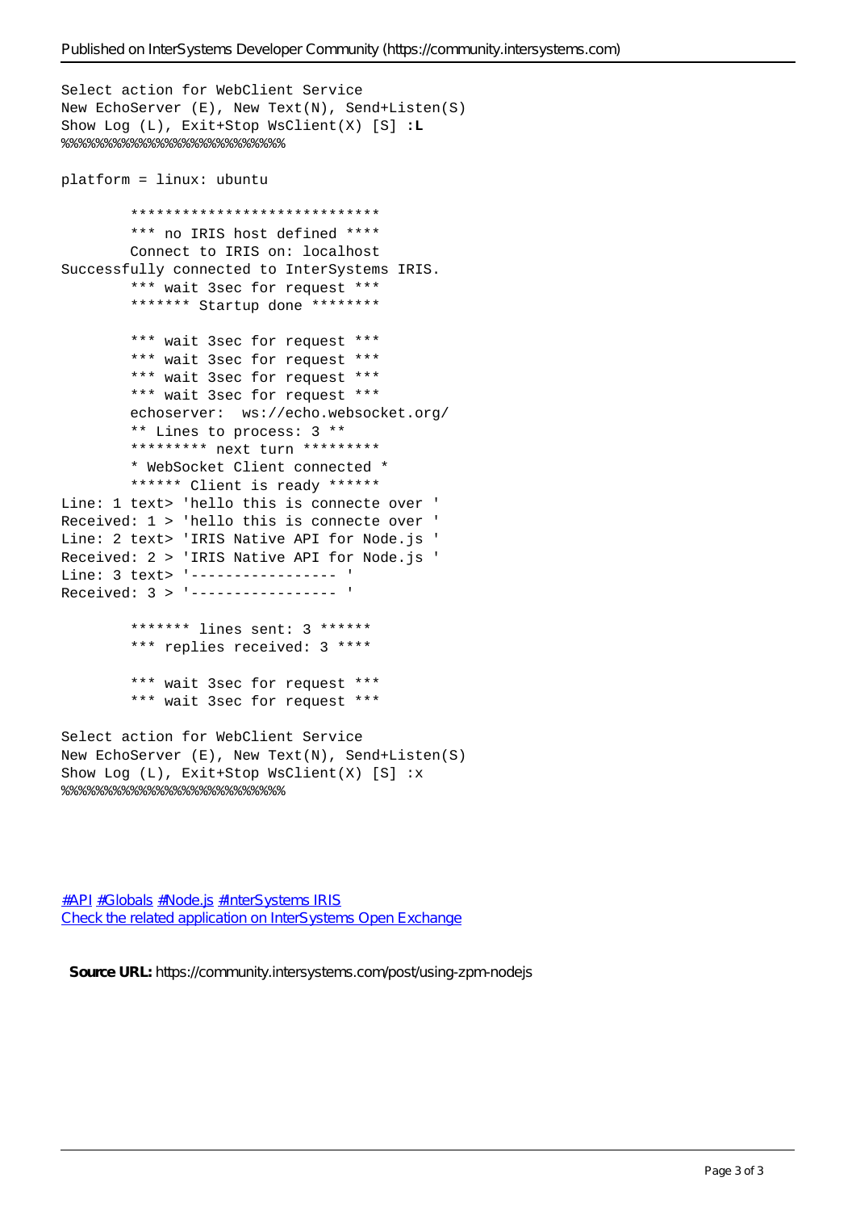```
Select action for WebClient Service
New EchoServer (E), New Text(N), Send+Listen(S)
Show Log (L), Exit+Stop WsClient(X) [S] :L
%%%%%%%%%%%%%%%%%%%%%%%%%%

platform = linux: ubuntu

        *****************************
        *** no IRIS host defined ****
        Connect to IRIS on: localhost
Successfully connected to InterSystems IRIS.
        *** wait 3sec for request ***
        ******* Startup done ********

        *** wait 3sec for request ***
        *** wait 3sec for request ***
        *** wait 3sec for request ***
        *** wait 3sec for request ***
        echoserver:  ws://echo.websocket.org/
        ** Lines to process: 3 **
        ********* next turn *********
        * WebSocket Client connected *
        ****** Client is ready ******
Line: 1 text> 'hello this is connecte over '
Received: 1 > 'hello this is connecte over '
Line: 2 text> 'IRIS Native API for Node.js '
Received: 2 > 'IRIS Native API for Node.js '
Line: 3 text> '----------------- '
Received: 3 > '----------------- '

        ******* lines sent: 3 ******
        *** replies received: 3 ****

        *** wait 3sec for request ***
        *** wait 3sec for request ***

Select action for WebClient Service
New EchoServer (E), New Text(N), Send+Listen(S)
Show Log (L), Exit+Stop WsClient(X) [S] :x
%%%%%%%%%%%%%%%%%%%%%%%%%%
```

#API #Globals #Node.js #InterSystems IRIS
Check the related application on InterSystems Open Exchange

**Source URL:** https://community.intersystems.com/post/using-zpm-nodejs